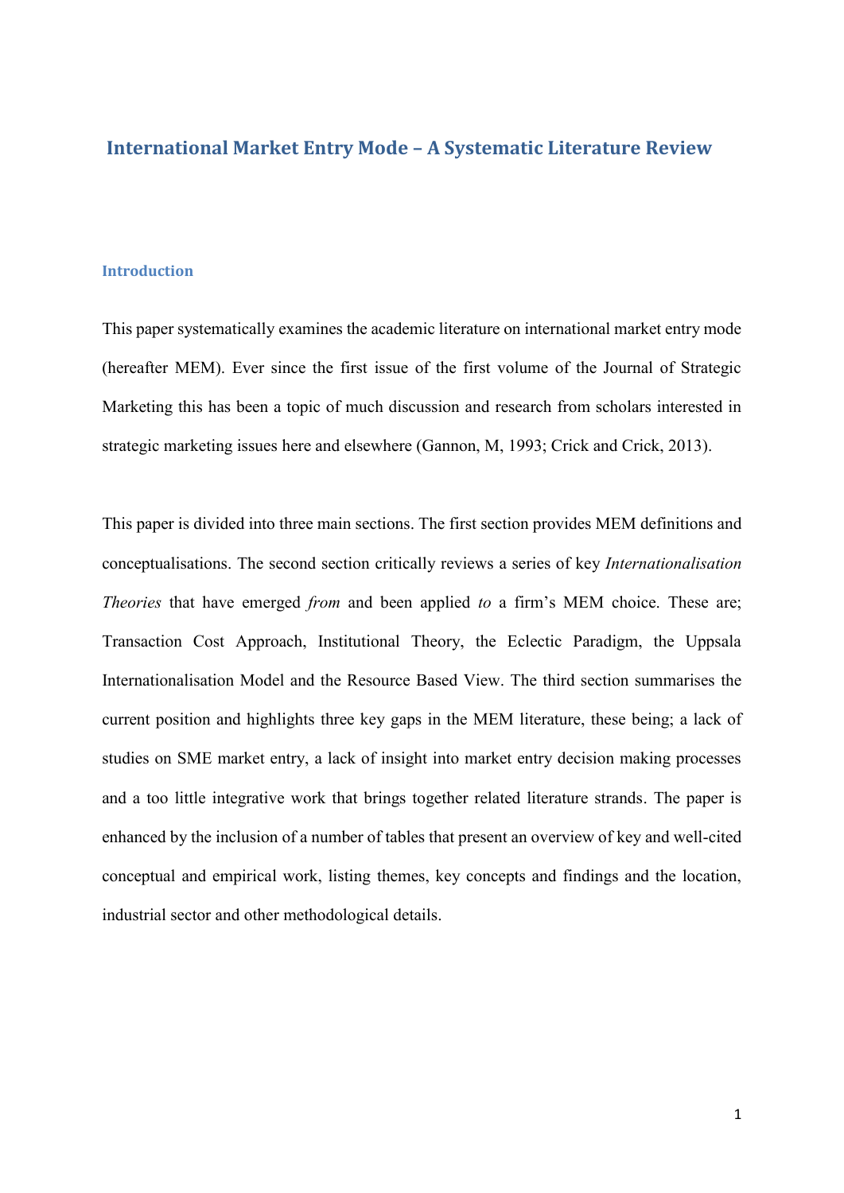# International Market Entry Mode – A Systematic Literature Review

## Introduction

This paper systematically examines the academic literature on international market entry mode (hereafter MEM). Ever since the first issue of the first volume of the Journal of Strategic Marketing this has been a topic of much discussion and research from scholars interested in strategic marketing issues here and elsewhere (Gannon, M, 1993; Crick and Crick, 2013).

This paper is divided into three main sections. The first section provides MEM definitions and conceptualisations. The second section critically reviews a series of key *Internationalisation Theories* that have emerged *from* and been applied *to* a firm's MEM choice. These are; Transaction Cost Approach, Institutional Theory, the Eclectic Paradigm, the Uppsala Internationalisation Model and the Resource Based View. The third section summarises the current position and highlights three key gaps in the MEM literature, these being; a lack of studies on SME market entry, a lack of insight into market entry decision making processes and a too little integrative work that brings together related literature strands. The paper is enhanced by the inclusion of a number of tables that present an overview of key and well-cited conceptual and empirical work, listing themes, key concepts and findings and the location, industrial sector and other methodological details.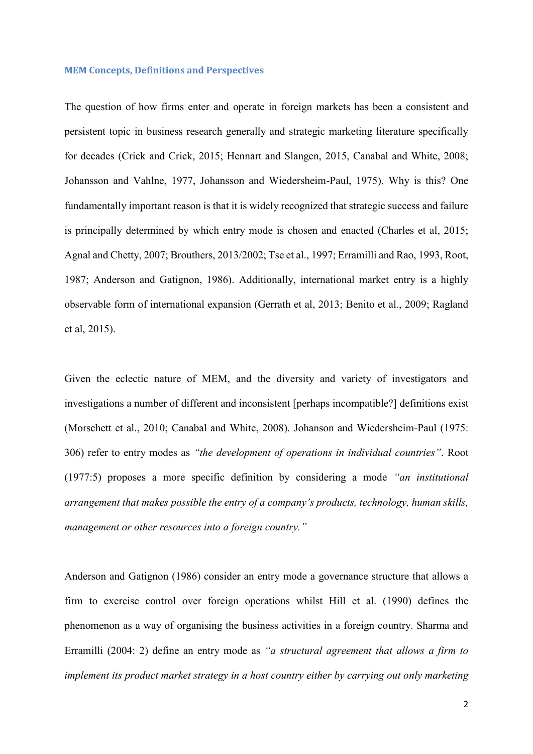### MEM Concepts, Definitions and Perspectives

The question of how firms enter and operate in foreign markets has been a consistent and persistent topic in business research generally and strategic marketing literature specifically for decades (Crick and Crick, 2015; Hennart and Slangen, 2015, Canabal and White, 2008; Johansson and Vahlne, 1977, Johansson and Wiedersheim-Paul, 1975). Why is this? One fundamentally important reason is that it is widely recognized that strategic success and failure is principally determined by which entry mode is chosen and enacted (Charles et al, 2015; Agnal and Chetty, 2007; Brouthers, 2013/2002; Tse et al., 1997; Erramilli and Rao, 1993, Root, 1987; Anderson and Gatignon, 1986). Additionally, international market entry is a highly observable form of international expansion (Gerrath et al, 2013; Benito et al., 2009; Ragland et al, 2015).

Given the eclectic nature of MEM, and the diversity and variety of investigators and investigations a number of different and inconsistent [perhaps incompatible?] definitions exist (Morschett et al., 2010; Canabal and White, 2008). Johanson and Wiedersheim-Paul (1975: 306) refer to entry modes as *"the development of operations in individual countries"*. Root (1977:5) proposes a more specific definition by considering a mode *"an institutional arrangement that makes possible the entry of a company's products, technology, human skills, management or other resources into a foreign country."*

Anderson and Gatignon (1986) consider an entry mode a governance structure that allows a firm to exercise control over foreign operations whilst Hill et al. (1990) defines the phenomenon as a way of organising the business activities in a foreign country. Sharma and Erramilli (2004: 2) define an entry mode as *"a structural agreement that allows a firm to implement its product market strategy in a host country either by carrying out only marketing*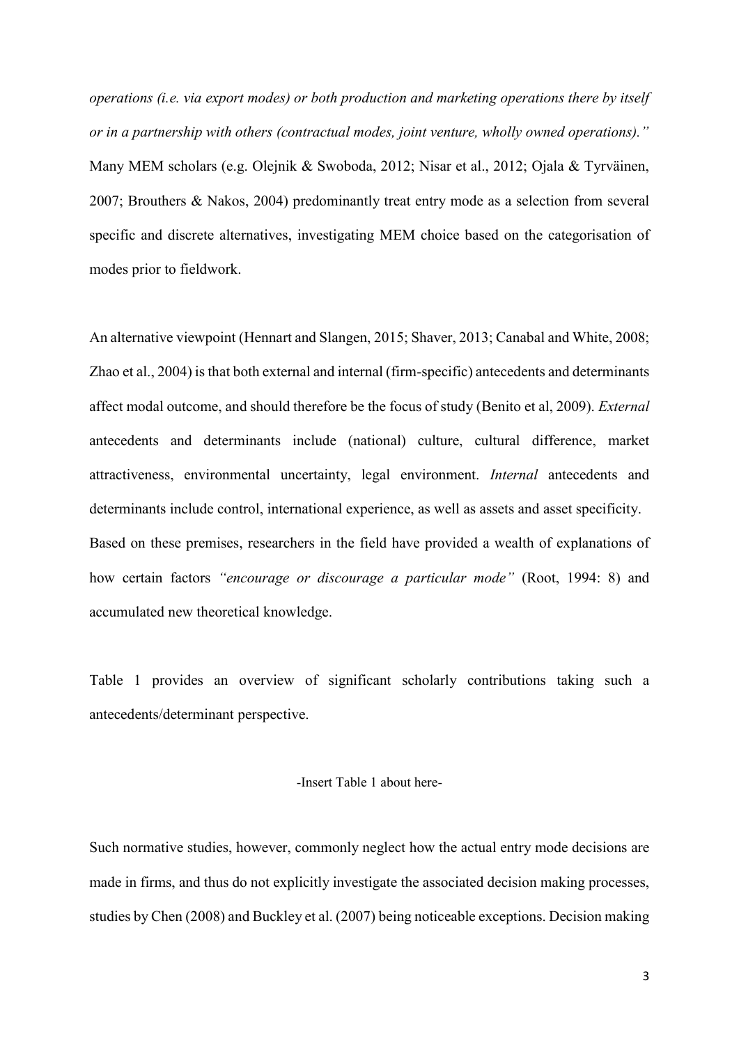*operations (i.e. via export modes) or both production and marketing operations there by itself or in a partnership with others (contractual modes, joint venture, wholly owned operations)."* Many MEM scholars (e.g. Olejnik & Swoboda, 2012; Nisar et al., 2012; Ojala & Tyrväinen, 2007; Brouthers & Nakos, 2004) predominantly treat entry mode as a selection from several specific and discrete alternatives, investigating MEM choice based on the categorisation of modes prior to fieldwork.

An alternative viewpoint (Hennart and Slangen, 2015; Shaver, 2013; Canabal and White, 2008; Zhao et al., 2004) is that both external and internal (firm-specific) antecedents and determinants affect modal outcome, and should therefore be the focus of study (Benito et al, 2009). *External* antecedents and determinants include (national) culture, cultural difference, market attractiveness, environmental uncertainty, legal environment. *Internal* antecedents and determinants include control, international experience, as well as assets and asset specificity. Based on these premises, researchers in the field have provided a wealth of explanations of how certain factors *"encourage or discourage a particular mode"* (Root, 1994: 8) and accumulated new theoretical knowledge.

Table 1 provides an overview of significant scholarly contributions taking such a antecedents/determinant perspective.

-Insert Table 1 about here-

Such normative studies, however, commonly neglect how the actual entry mode decisions are made in firms, and thus do not explicitly investigate the associated decision making processes, studies by Chen (2008) and Buckley et al. (2007) being noticeable exceptions. Decision making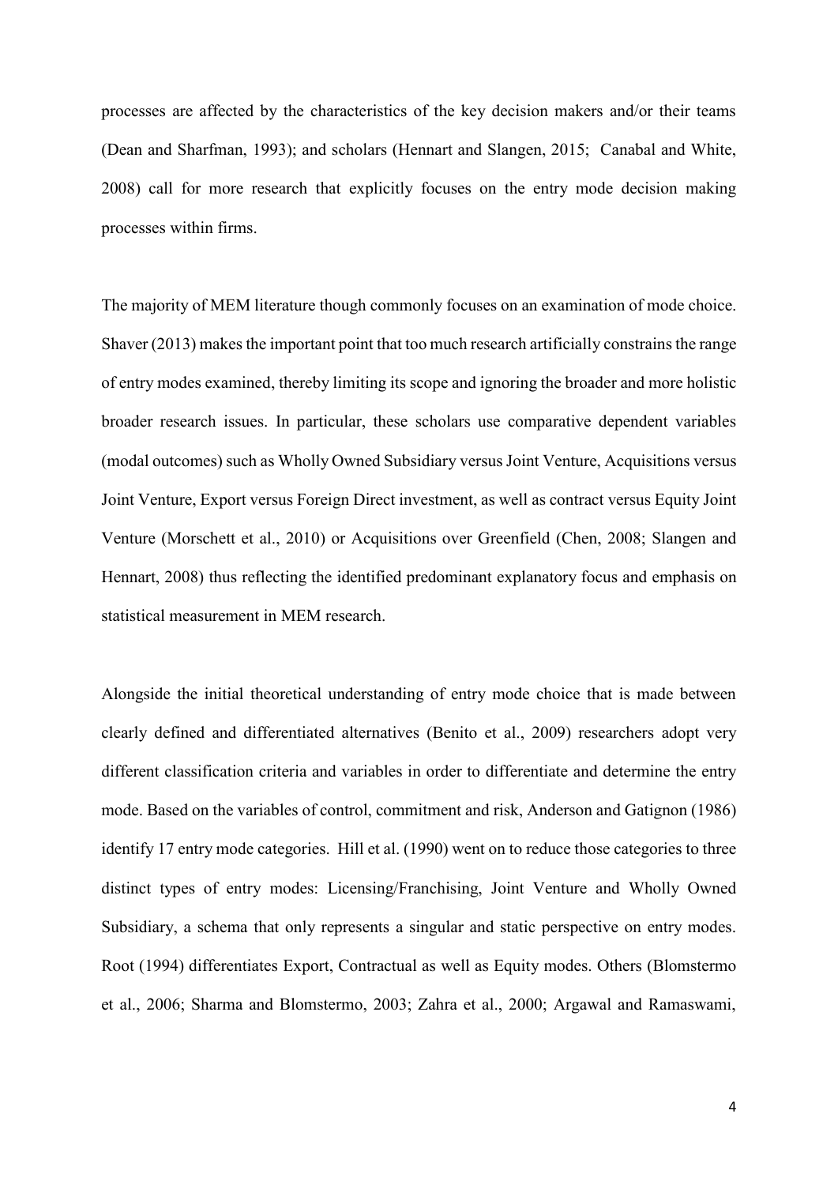processes are affected by the characteristics of the key decision makers and/or their teams (Dean and Sharfman, 1993); and scholars (Hennart and Slangen, 2015; Canabal and White, 2008) call for more research that explicitly focuses on the entry mode decision making processes within firms.

The majority of MEM literature though commonly focuses on an examination of mode choice. Shaver (2013) makes the important point that too much research artificially constrains the range of entry modes examined, thereby limiting its scope and ignoring the broader and more holistic broader research issues. In particular, these scholars use comparative dependent variables (modal outcomes) such as Wholly Owned Subsidiary versus Joint Venture, Acquisitions versus Joint Venture, Export versus Foreign Direct investment, as well as contract versus Equity Joint Venture (Morschett et al., 2010) or Acquisitions over Greenfield (Chen, 2008; Slangen and Hennart, 2008) thus reflecting the identified predominant explanatory focus and emphasis on statistical measurement in MEM research.

Alongside the initial theoretical understanding of entry mode choice that is made between clearly defined and differentiated alternatives (Benito et al., 2009) researchers adopt very different classification criteria and variables in order to differentiate and determine the entry mode. Based on the variables of control, commitment and risk, Anderson and Gatignon (1986) identify 17 entry mode categories. Hill et al. (1990) went on to reduce those categories to three distinct types of entry modes: Licensing/Franchising, Joint Venture and Wholly Owned Subsidiary, a schema that only represents a singular and static perspective on entry modes. Root (1994) differentiates Export, Contractual as well as Equity modes. Others (Blomstermo et al., 2006; Sharma and Blomstermo, 2003; Zahra et al., 2000; Argawal and Ramaswami,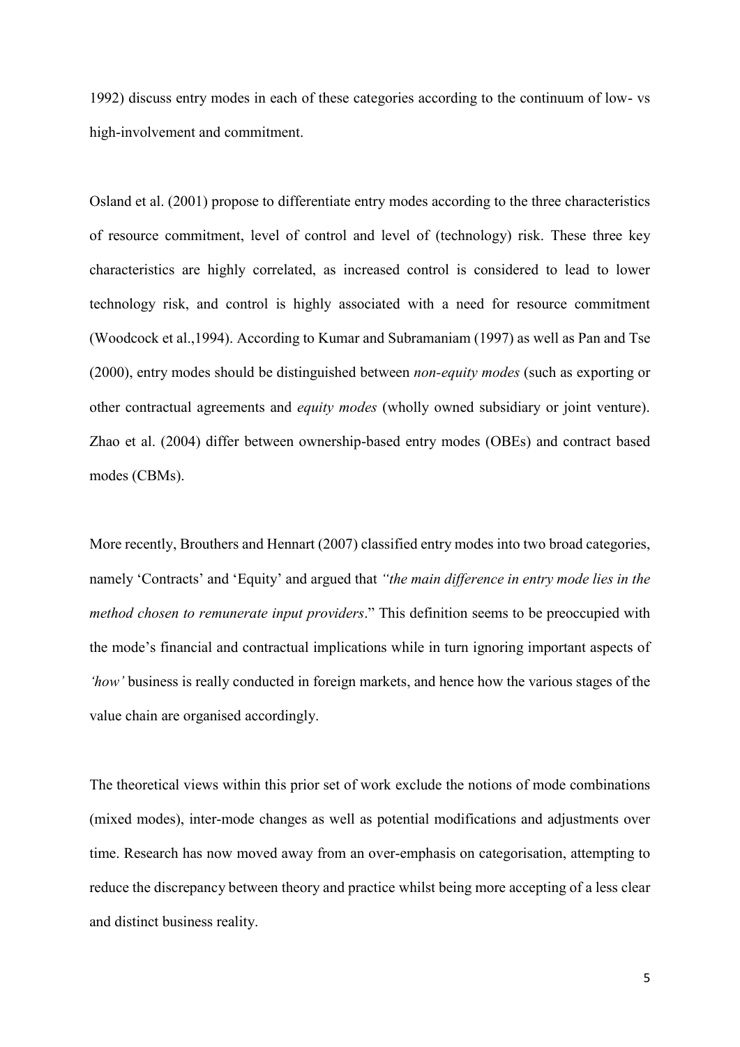1992) discuss entry modes in each of these categories according to the continuum of low- vs high-involvement and commitment.

Osland et al. (2001) propose to differentiate entry modes according to the three characteristics of resource commitment, level of control and level of (technology) risk. These three key characteristics are highly correlated, as increased control is considered to lead to lower technology risk, and control is highly associated with a need for resource commitment (Woodcock et al.,1994). According to Kumar and Subramaniam (1997) as well as Pan and Tse (2000), entry modes should be distinguished between *non-equity modes* (such as exporting or other contractual agreements and *equity modes* (wholly owned subsidiary or joint venture). Zhao et al. (2004) differ between ownership-based entry modes (OBEs) and contract based modes (CBMs).

More recently, Brouthers and Hennart (2007) classified entry modes into two broad categories, namely 'Contracts' and 'Equity' and argued that *"the main difference in entry mode lies in the method chosen to remunerate input providers*." This definition seems to be preoccupied with the mode's financial and contractual implications while in turn ignoring important aspects of *'how'* business is really conducted in foreign markets, and hence how the various stages of the value chain are organised accordingly.

The theoretical views within this prior set of work exclude the notions of mode combinations (mixed modes), inter-mode changes as well as potential modifications and adjustments over time. Research has now moved away from an over-emphasis on categorisation, attempting to reduce the discrepancy between theory and practice whilst being more accepting of a less clear and distinct business reality.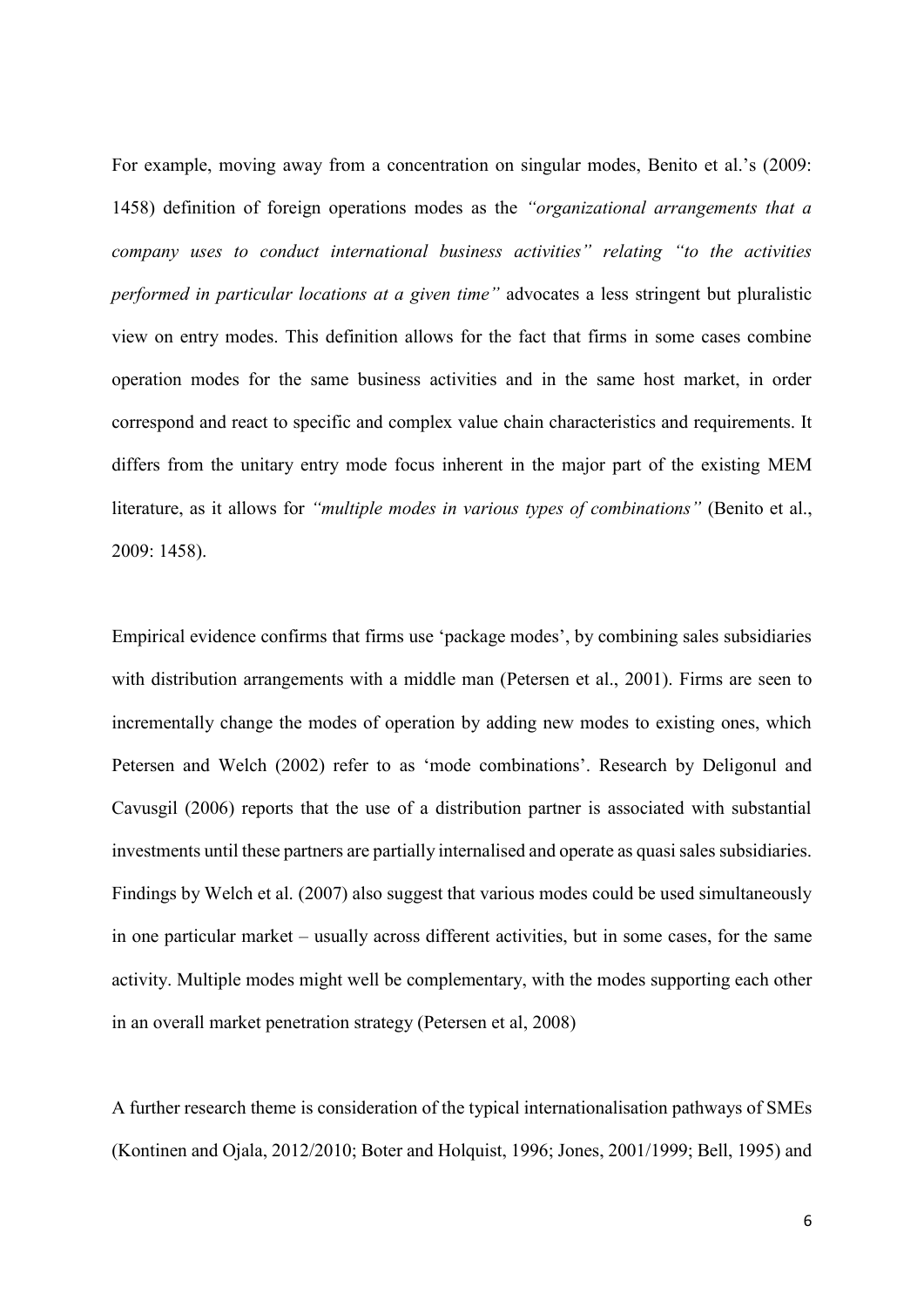For example, moving away from a concentration on singular modes, Benito et al.'s (2009: 1458) definition of foreign operations modes as the *"organizational arrangements that a company uses to conduct international business activities"* relating *"to the activities performed in particular locations at a given time"* advocates a less stringent but pluralistic view on entry modes. This definition allows for the fact that firms in some cases combine operation modes for the same business activities and in the same host market, in order correspond and react to specific and complex value chain characteristics and requirements. It differs from the unitary entry mode focus inherent in the major part of the existing MEM literature, as it allows for *"multiple modes in various types of combinations"* (Benito et al., 2009: 1458).

Empirical evidence confirms that firms use 'package modes', by combining sales subsidiaries with distribution arrangements with a middle man (Petersen et al., 2001). Firms are seen to incrementally change the modes of operation by adding new modes to existing ones, which Petersen and Welch (2002) refer to as 'mode combinations'. Research by Deligonul and Cavusgil (2006) reports that the use of a distribution partner is associated with substantial investments until these partners are partially internalised and operate as quasi sales subsidiaries. Findings by Welch et al. (2007) also suggest that various modes could be used simultaneously in one particular market – usually across different activities, but in some cases, for the same activity. Multiple modes might well be complementary, with the modes supporting each other in an overall market penetration strategy (Petersen et al, 2008)

A further research theme is consideration of the typical internationalisation pathways of SMEs (Kontinen and Ojala, 2012/2010; Boter and Holquist, 1996; Jones, 2001/1999; Bell, 1995) and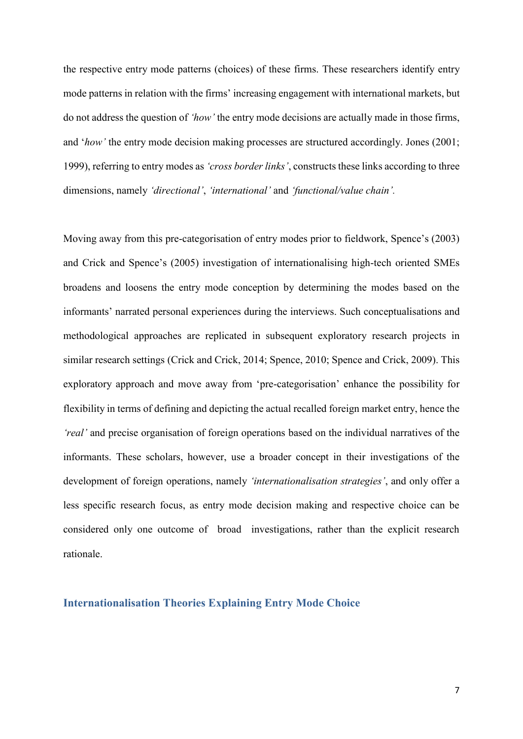the respective entry mode patterns (choices) of these firms. These researchers identify entry mode patterns in relation with the firms' increasing engagement with international markets, but do not address the question of *'how'* the entry mode decisions are actually made in those firms, and '*how'* the entry mode decision making processes are structured accordingly. Jones (2001; 1999), referring to entry modes as *'cross border links'*, constructs these links according to three dimensions, namely *'directional'*, *'international'* and *'functional/value chain'.*

Moving away from this pre-categorisation of entry modes prior to fieldwork, Spence's (2003) and Crick and Spence's (2005) investigation of internationalising high-tech oriented SMEs broadens and loosens the entry mode conception by determining the modes based on the informants' narrated personal experiences during the interviews. Such conceptualisations and methodological approaches are replicated in subsequent exploratory research projects in similar research settings (Crick and Crick, 2014; Spence, 2010; Spence and Crick, 2009). This exploratory approach and move away from 'pre-categorisation' enhance the possibility for flexibility in terms of defining and depicting the actual recalled foreign market entry, hence the *'real'* and precise organisation of foreign operations based on the individual narratives of the informants. These scholars, however, use a broader concept in their investigations of the development of foreign operations, namely *'internationalisation strategies'*, and only offer a less specific research focus, as entry mode decision making and respective choice can be considered only one outcome of broad investigations, rather than the explicit research rationale.

## Internationalisation Theories Explaining Entry Mode Choice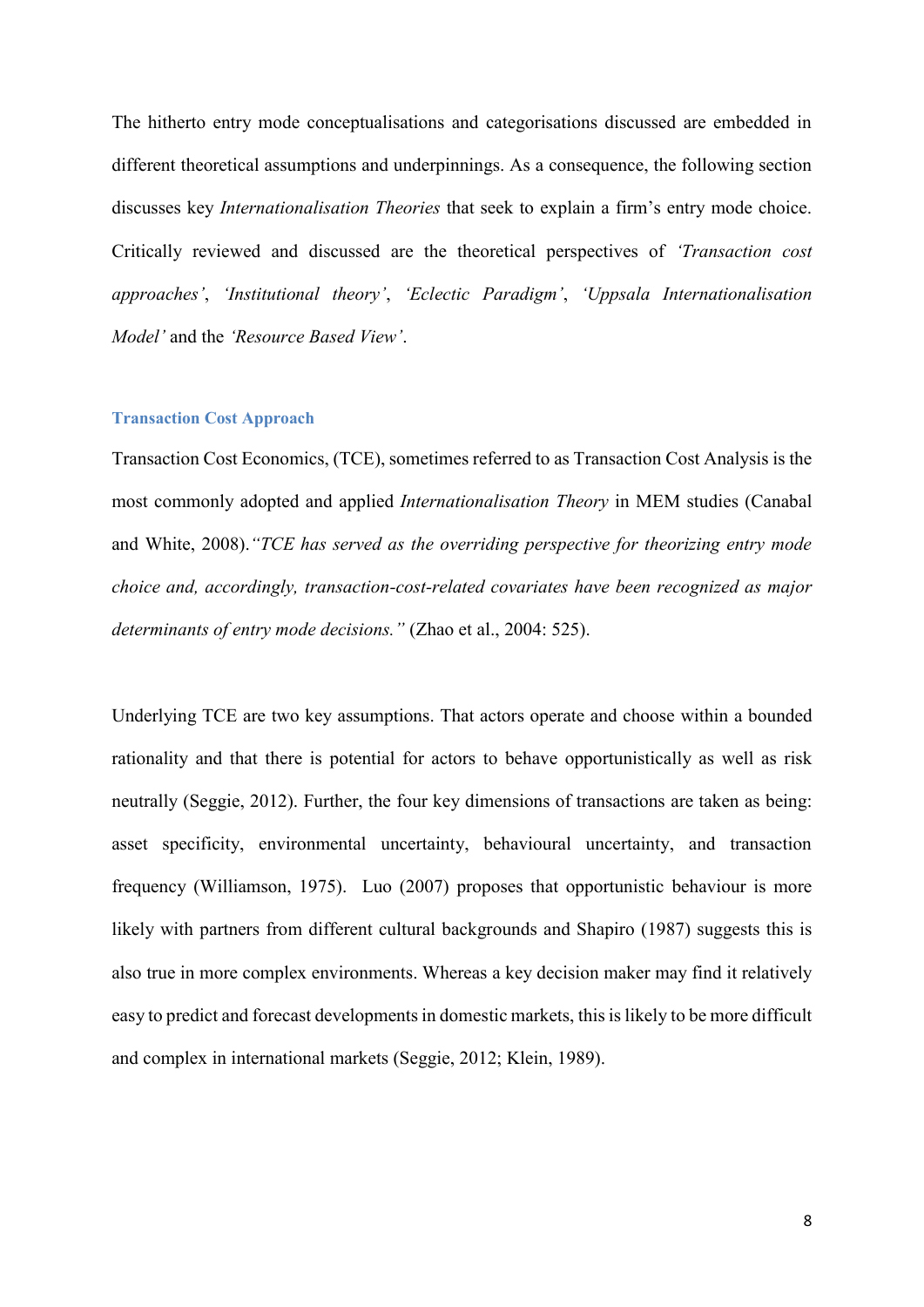The hitherto entry mode conceptualisations and categorisations discussed are embedded in different theoretical assumptions and underpinnings. As a consequence, the following section discusses key *Internationalisation Theories* that seek to explain a firm's entry mode choice. Critically reviewed and discussed are the theoretical perspectives of *'Transaction cost approaches'*, *'Institutional theory'*, *'Eclectic Paradigm'*, *'Uppsala Internationalisation Model'* and the *'Resource Based View'*.

### Transaction Cost Approach

Transaction Cost Economics, (TCE), sometimes referred to as Transaction Cost Analysis is the most commonly adopted and applied *Internationalisation Theory* in MEM studies (Canabal and White, 2008).*"TCE has served as the overriding perspective for theorizing entry mode choice and, accordingly, transaction-cost-related covariates have been recognized as major determinants of entry mode decisions."* (Zhao et al., 2004: 525).

Underlying TCE are two key assumptions. That actors operate and choose within a bounded rationality and that there is potential for actors to behave opportunistically as well as risk neutrally (Seggie, 2012). Further, the four key dimensions of transactions are taken as being: asset specificity, environmental uncertainty, behavioural uncertainty, and transaction frequency (Williamson, 1975). Luo (2007) proposes that opportunistic behaviour is more likely with partners from different cultural backgrounds and Shapiro (1987) suggests this is also true in more complex environments. Whereas a key decision maker may find it relatively easy to predict and forecast developments in domestic markets, this is likely to be more difficult and complex in international markets (Seggie, 2012; Klein, 1989).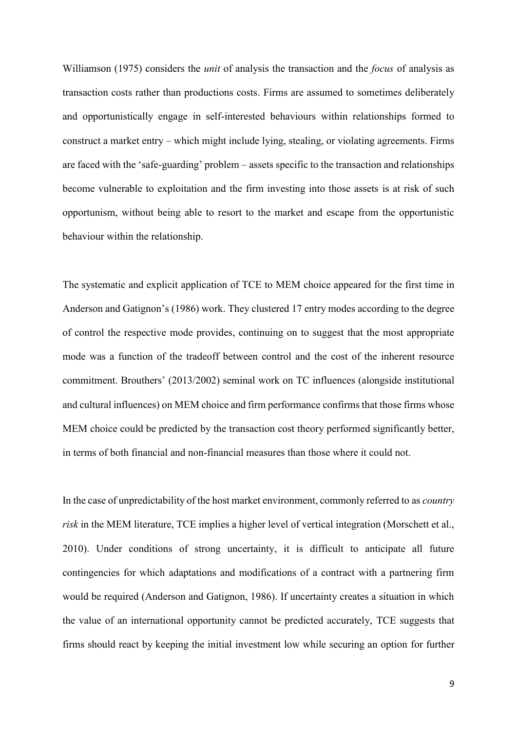Williamson (1975) considers the *unit* of analysis the transaction and the *focus* of analysis as transaction costs rather than productions costs. Firms are assumed to sometimes deliberately and opportunistically engage in self-interested behaviours within relationships formed to construct a market entry – which might include lying, stealing, or violating agreements. Firms are faced with the 'safe-guarding' problem – assets specific to the transaction and relationships become vulnerable to exploitation and the firm investing into those assets is at risk of such opportunism, without being able to resort to the market and escape from the opportunistic behaviour within the relationship.

The systematic and explicit application of TCE to MEM choice appeared for the first time in Anderson and Gatignon's (1986) work. They clustered 17 entry modes according to the degree of control the respective mode provides, continuing on to suggest that the most appropriate mode was a function of the tradeoff between control and the cost of the inherent resource commitment. Brouthers' (2013/2002) seminal work on TC influences (alongside institutional and cultural influences) on MEM choice and firm performance confirms that those firms whose MEM choice could be predicted by the transaction cost theory performed significantly better, in terms of both financial and non-financial measures than those where it could not.

In the case of unpredictability of the host market environment, commonly referred to as *country risk* in the MEM literature, TCE implies a higher level of vertical integration (Morschett et al., 2010). Under conditions of strong uncertainty, it is difficult to anticipate all future contingencies for which adaptations and modifications of a contract with a partnering firm would be required (Anderson and Gatignon, 1986). If uncertainty creates a situation in which the value of an international opportunity cannot be predicted accurately, TCE suggests that firms should react by keeping the initial investment low while securing an option for further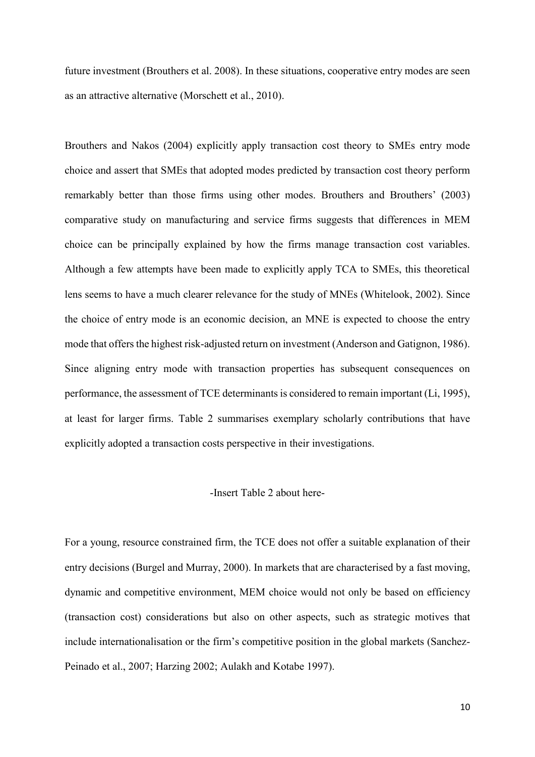future investment (Brouthers et al. 2008). In these situations, cooperative entry modes are seen as an attractive alternative (Morschett et al., 2010).

Brouthers and Nakos (2004) explicitly apply transaction cost theory to SMEs entry mode choice and assert that SMEs that adopted modes predicted by transaction cost theory perform remarkably better than those firms using other modes. Brouthers and Brouthers' (2003) comparative study on manufacturing and service firms suggests that differences in MEM choice can be principally explained by how the firms manage transaction cost variables. Although a few attempts have been made to explicitly apply TCA to SMEs, this theoretical lens seems to have a much clearer relevance for the study of MNEs (Whitelook, 2002). Since the choice of entry mode is an economic decision, an MNE is expected to choose the entry mode that offers the highest risk-adjusted return on investment (Anderson and Gatignon, 1986). Since aligning entry mode with transaction properties has subsequent consequences on performance, the assessment of TCE determinants is considered to remain important (Li, 1995), at least for larger firms. Table 2 summarises exemplary scholarly contributions that have explicitly adopted a transaction costs perspective in their investigations.

-Insert Table 2 about here-

For a young, resource constrained firm, the TCE does not offer a suitable explanation of their entry decisions (Burgel and Murray, 2000). In markets that are characterised by a fast moving, dynamic and competitive environment, MEM choice would not only be based on efficiency (transaction cost) considerations but also on other aspects, such as strategic motives that include internationalisation or the firm's competitive position in the global markets (Sanchez-Peinado et al., 2007; Harzing 2002; Aulakh and Kotabe 1997).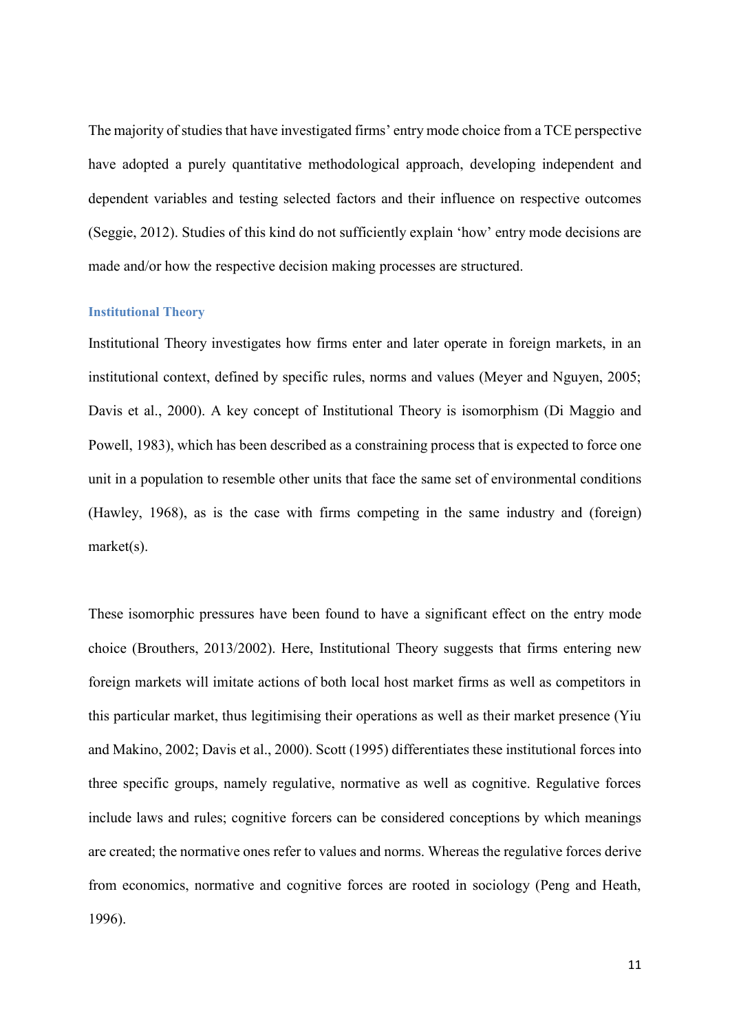The majority of studies that have investigated firms' entry mode choice from a TCE perspective have adopted a purely quantitative methodological approach, developing independent and dependent variables and testing selected factors and their influence on respective outcomes (Seggie, 2012). Studies of this kind do not sufficiently explain 'how' entry mode decisions are made and/or how the respective decision making processes are structured.

### Institutional Theory

Institutional Theory investigates how firms enter and later operate in foreign markets, in an institutional context, defined by specific rules, norms and values (Meyer and Nguyen, 2005; Davis et al., 2000). A key concept of Institutional Theory is isomorphism (Di Maggio and Powell, 1983), which has been described as a constraining process that is expected to force one unit in a population to resemble other units that face the same set of environmental conditions (Hawley, 1968), as is the case with firms competing in the same industry and (foreign) market(s).

These isomorphic pressures have been found to have a significant effect on the entry mode choice (Brouthers, 2013/2002). Here, Institutional Theory suggests that firms entering new foreign markets will imitate actions of both local host market firms as well as competitors in this particular market, thus legitimising their operations as well as their market presence (Yiu and Makino, 2002; Davis et al., 2000). Scott (1995) differentiates these institutional forces into three specific groups, namely regulative, normative as well as cognitive. Regulative forces include laws and rules; cognitive forcers can be considered conceptions by which meanings are created; the normative ones refer to values and norms. Whereas the regulative forces derive from economics, normative and cognitive forces are rooted in sociology (Peng and Heath, 1996).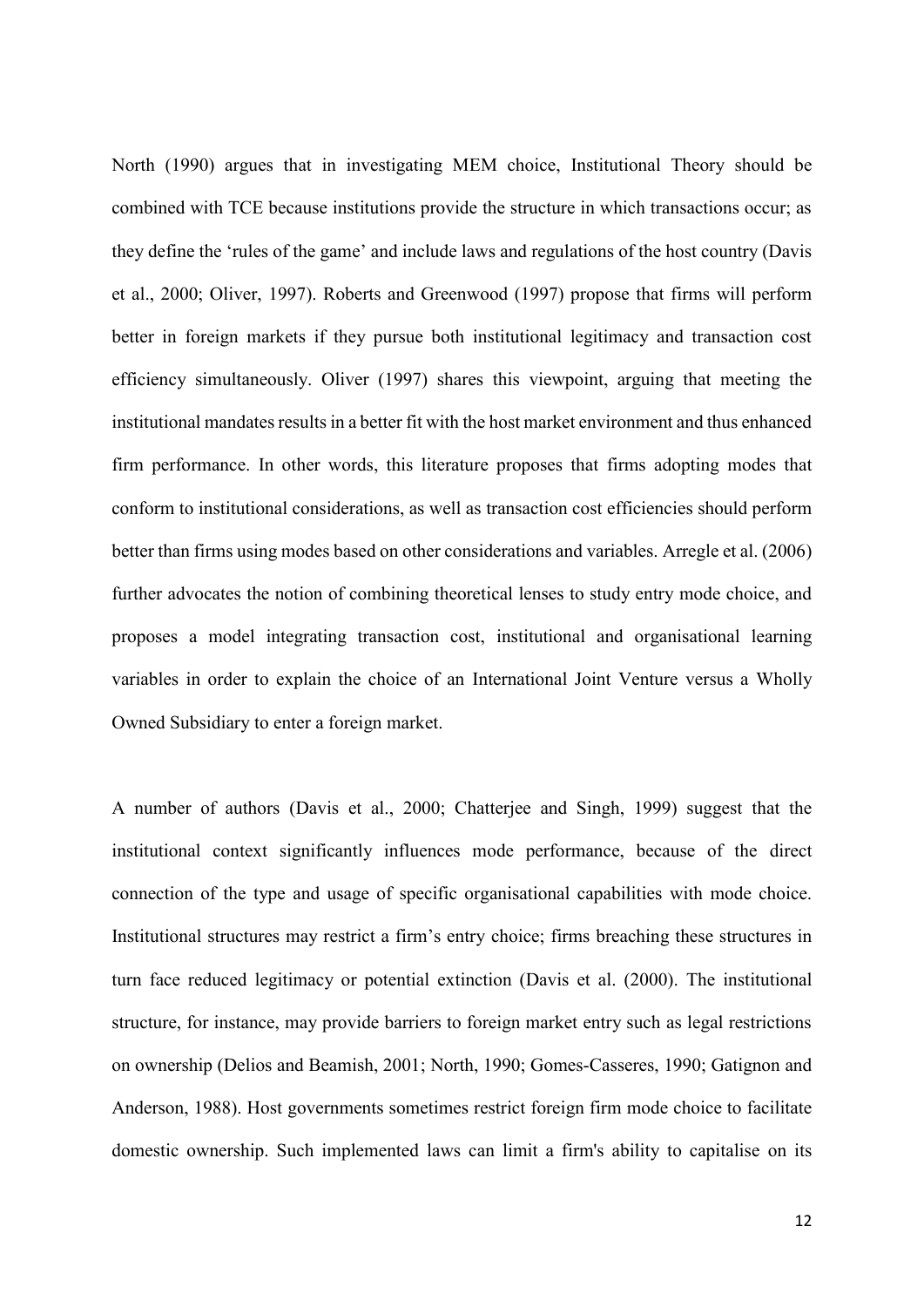North (1990) argues that in investigating MEM choice, Institutional Theory should be combined with TCE because institutions provide the structure in which transactions occur; as they define the 'rules of the game' and include laws and regulations of the host country (Davis et al., 2000; Oliver, 1997). Roberts and Greenwood (1997) propose that firms will perform better in foreign markets if they pursue both institutional legitimacy and transaction cost efficiency simultaneously. Oliver (1997) shares this viewpoint, arguing that meeting the institutional mandates results in a better fit with the host market environment and thus enhanced firm performance. In other words, this literature proposes that firms adopting modes that conform to institutional considerations, as well as transaction cost efficiencies should perform better than firms using modes based on other considerations and variables. Arregle et al. (2006) further advocates the notion of combining theoretical lenses to study entry mode choice, and proposes a model integrating transaction cost, institutional and organisational learning variables in order to explain the choice of an International Joint Venture versus a Wholly Owned Subsidiary to enter a foreign market.

A number of authors (Davis et al., 2000; Chatterjee and Singh, 1999) suggest that the institutional context significantly influences mode performance, because of the direct connection of the type and usage of specific organisational capabilities with mode choice. Institutional structures may restrict a firm's entry choice; firms breaching these structures in turn face reduced legitimacy or potential extinction (Davis et al. (2000). The institutional structure, for instance, may provide barriers to foreign market entry such as legal restrictions on ownership (Delios and Beamish, 2001; North, 1990; Gomes-Casseres, 1990; Gatignon and Anderson, 1988). Host governments sometimes restrict foreign firm mode choice to facilitate domestic ownership. Such implemented laws can limit a firm's ability to capitalise on its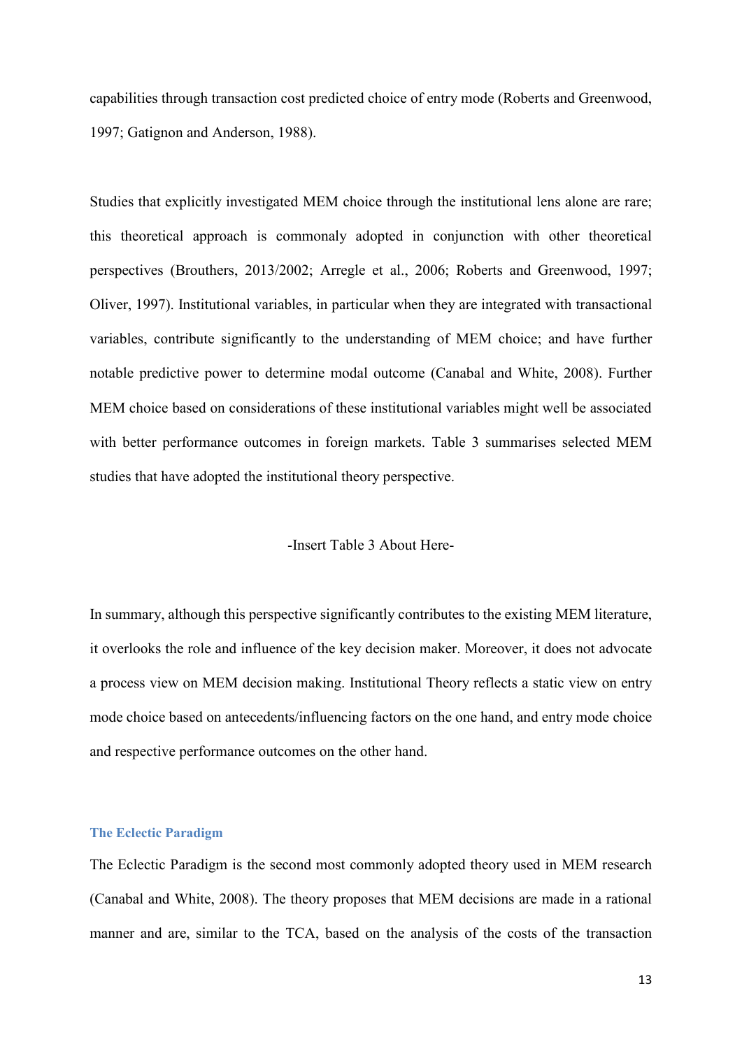capabilities through transaction cost predicted choice of entry mode (Roberts and Greenwood, 1997; Gatignon and Anderson, 1988).

Studies that explicitly investigated MEM choice through the institutional lens alone are rare; this theoretical approach is commonaly adopted in conjunction with other theoretical perspectives (Brouthers, 2013/2002; Arregle et al., 2006; Roberts and Greenwood, 1997; Oliver, 1997). Institutional variables, in particular when they are integrated with transactional variables, contribute significantly to the understanding of MEM choice; and have further notable predictive power to determine modal outcome (Canabal and White, 2008). Further MEM choice based on considerations of these institutional variables might well be associated with better performance outcomes in foreign markets. Table 3 summarises selected MEM studies that have adopted the institutional theory perspective.

-Insert Table 3 About Here-

In summary, although this perspective significantly contributes to the existing MEM literature, it overlooks the role and influence of the key decision maker. Moreover, it does not advocate a process view on MEM decision making. Institutional Theory reflects a static view on entry mode choice based on antecedents/influencing factors on the one hand, and entry mode choice and respective performance outcomes on the other hand.

### The Eclectic Paradigm

The Eclectic Paradigm is the second most commonly adopted theory used in MEM research (Canabal and White, 2008). The theory proposes that MEM decisions are made in a rational manner and are, similar to the TCA, based on the analysis of the costs of the transaction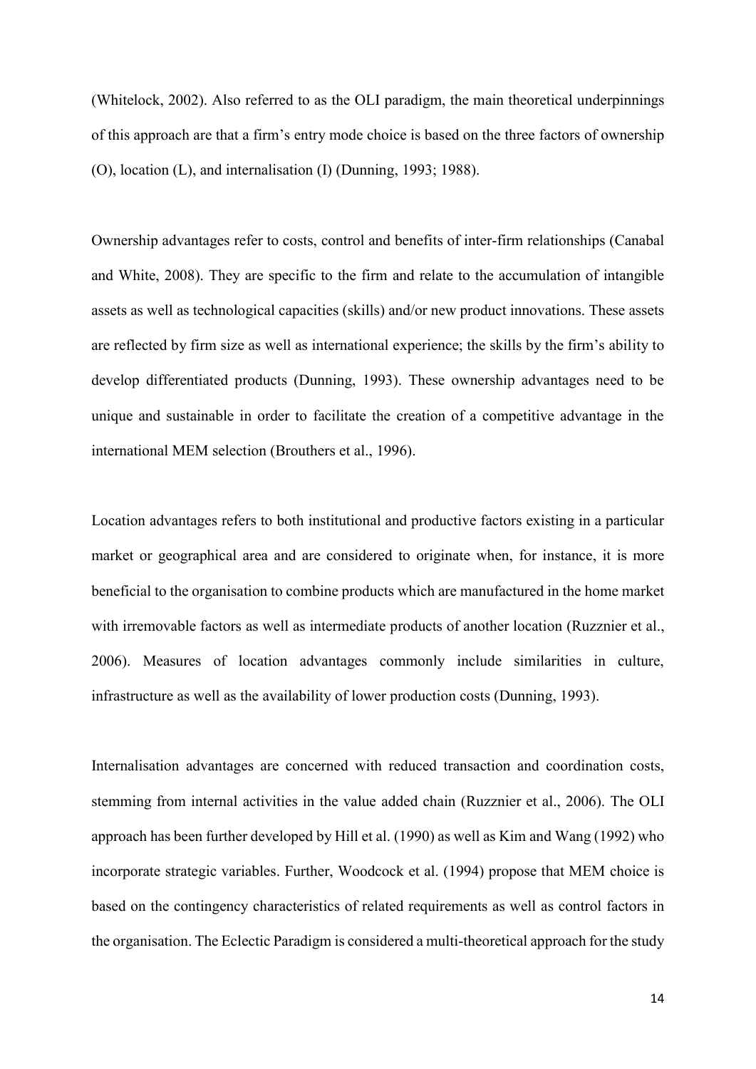(Whitelock, 2002). Also referred to as the OLI paradigm, the main theoretical underpinnings of this approach are that a firm's entry mode choice is based on the three factors of ownership (O), location (L), and internalisation (I) (Dunning, 1993; 1988).

Ownership advantages refer to costs, control and benefits of inter-firm relationships (Canabal and White, 2008). They are specific to the firm and relate to the accumulation of intangible assets as well as technological capacities (skills) and/or new product innovations. These assets are reflected by firm size as well as international experience; the skills by the firm's ability to develop differentiated products (Dunning, 1993). These ownership advantages need to be unique and sustainable in order to facilitate the creation of a competitive advantage in the international MEM selection (Brouthers et al., 1996).

Location advantages refers to both institutional and productive factors existing in a particular market or geographical area and are considered to originate when, for instance, it is more beneficial to the organisation to combine products which are manufactured in the home market with irremovable factors as well as intermediate products of another location (Ruzznier et al., 2006). Measures of location advantages commonly include similarities in culture, infrastructure as well as the availability of lower production costs (Dunning, 1993).

Internalisation advantages are concerned with reduced transaction and coordination costs, stemming from internal activities in the value added chain (Ruzznier et al., 2006). The OLI approach has been further developed by Hill et al. (1990) as well as Kim and Wang (1992) who incorporate strategic variables. Further, Woodcock et al. (1994) propose that MEM choice is based on the contingency characteristics of related requirements as well as control factors in the organisation. The Eclectic Paradigm is considered a multi-theoretical approach for the study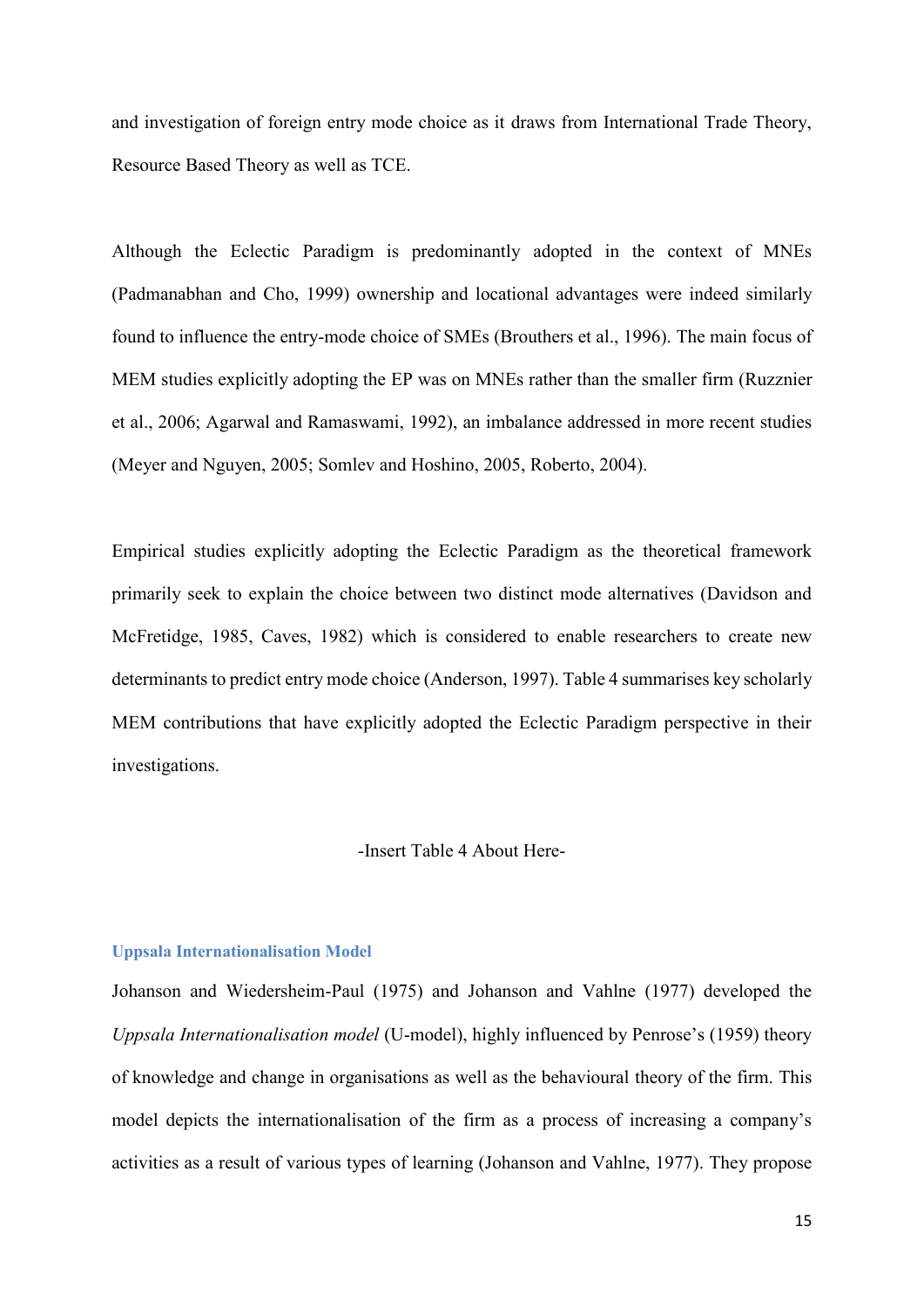and investigation of foreign entry mode choice as it draws from International Trade Theory, Resource Based Theory as well as TCE.

Although the Eclectic Paradigm is predominantly adopted in the context of MNEs (Padmanabhan and Cho, 1999) ownership and locational advantages were indeed similarly found to influence the entry-mode choice of SMEs (Brouthers et al., 1996). The main focus of MEM studies explicitly adopting the EP was on MNEs rather than the smaller firm (Ruzznier et al., 2006; Agarwal and Ramaswami, 1992), an imbalance addressed in more recent studies (Meyer and Nguyen, 2005; Somlev and Hoshino, 2005, Roberto, 2004).

Empirical studies explicitly adopting the Eclectic Paradigm as the theoretical framework primarily seek to explain the choice between two distinct mode alternatives (Davidson and McFretidge, 1985, Caves, 1982) which is considered to enable researchers to create new determinants to predict entry mode choice (Anderson, 1997). Table 4 summarises key scholarly MEM contributions that have explicitly adopted the Eclectic Paradigm perspective in their investigations.

-Insert Table 4 About Here-

### Uppsala Internationalisation Model

Johanson and Wiedersheim-Paul (1975) and Johanson and Vahlne (1977) developed the *Uppsala Internationalisation model* (U-model), highly influenced by Penrose's (1959) theory of knowledge and change in organisations as well as the behavioural theory of the firm. This model depicts the internationalisation of the firm as a process of increasing a company's activities as a result of various types of learning (Johanson and Vahlne, 1977). They propose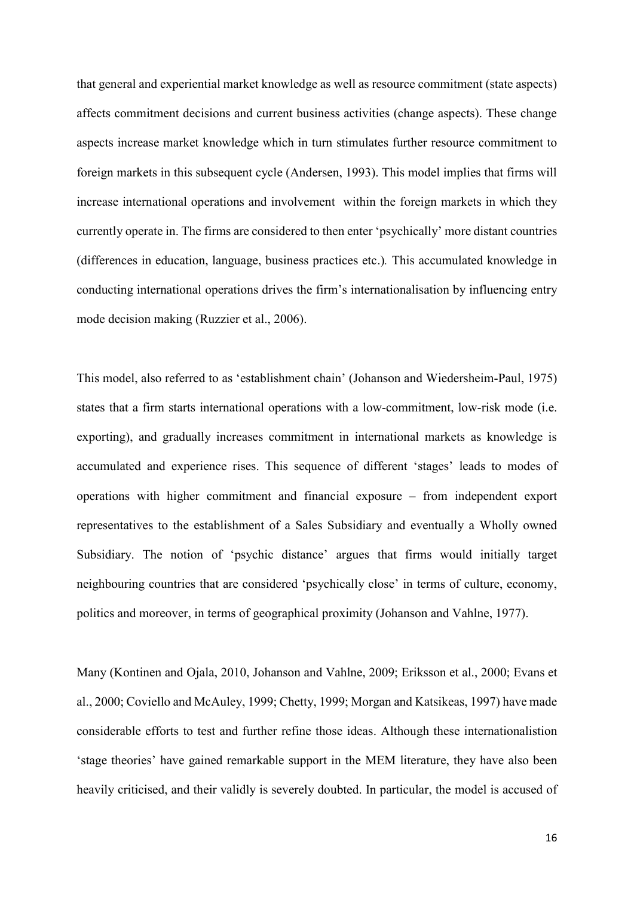that general and experiential market knowledge as well as resource commitment (state aspects) affects commitment decisions and current business activities (change aspects). These change aspects increase market knowledge which in turn stimulates further resource commitment to foreign markets in this subsequent cycle (Andersen, 1993). This model implies that firms will increase international operations and involvement within the foreign markets in which they currently operate in. The firms are considered to then enter 'psychically' more distant countries (differences in education, language, business practices etc.). This accumulated knowledge in conducting international operations drives the firm's internationalisation by influencing entry mode decision making (Ruzzier et al., 2006).

This model, also referred to as 'establishment chain' (Johanson and Wiedersheim-Paul, 1975) states that a firm starts international operations with a low-commitment, low-risk mode (i.e. exporting), and gradually increases commitment in international markets as knowledge is accumulated and experience rises. This sequence of different 'stages' leads to modes of operations with higher commitment and financial exposure – from independent export representatives to the establishment of a Sales Subsidiary and eventually a Wholly owned Subsidiary. The notion of 'psychic distance' argues that firms would initially target neighbouring countries that are considered 'psychically close' in terms of culture, economy, politics and moreover, in terms of geographical proximity (Johanson and Vahlne, 1977).

Many (Kontinen and Ojala, 2010, Johanson and Vahlne, 2009; Eriksson et al., 2000; Evans et al., 2000; Coviello and McAuley, 1999; Chetty, 1999; Morgan and Katsikeas, 1997) have made considerable efforts to test and further refine those ideas. Although these internationalistion 'stage theories' have gained remarkable support in the MEM literature, they have also been heavily criticised, and their validly is severely doubted. In particular, the model is accused of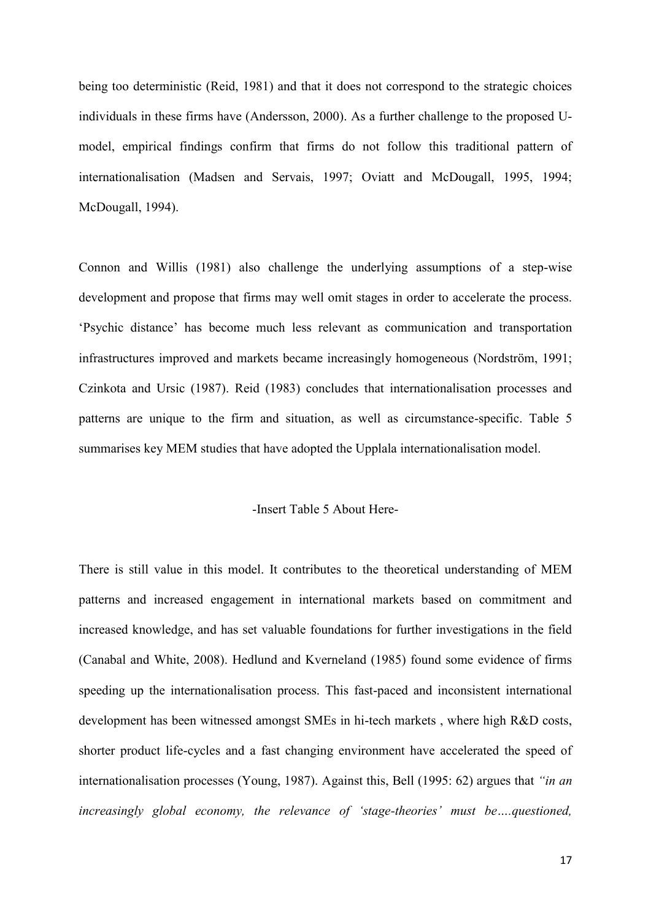being too deterministic (Reid, 1981) and that it does not correspond to the strategic choices individuals in these firms have (Andersson, 2000). As a further challenge to the proposed U-model, empirical findings confirm that firms do not follow this traditional pattern of internationalisation (Madsen and Servais, 1997; Oviatt and McDougall, 1995, 1994; McDougall, 1994).

Connon and Willis (1981) also challenge the underlying assumptions of a step-wise development and propose that firms may well omit stages in order to accelerate the process. 'Psychic distance' has become much less relevant as communication and transportation infrastructures improved and markets became increasingly homogeneous (Nordström, 1991; Czinkota and Ursic (1987). Reid (1983) concludes that internationalisation processes and patterns are unique to the firm and situation, as well as circumstance-specific. Table 5 summarises key MEM studies that have adopted the Upplala internationalisation model.

-Insert Table 5 About Here-

There is still value in this model. It contributes to the theoretical understanding of MEM patterns and increased engagement in international markets based on commitment and increased knowledge, and has set valuable foundations for further investigations in the field (Canabal and White, 2008). Hedlund and Kverneland (1985) found some evidence of firms speeding up the internationalisation process. This fast-paced and inconsistent international development has been witnessed amongst SMEs in hi-tech markets , where high R&D costs, shorter product life-cycles and a fast changing environment have accelerated the speed of internationalisation processes (Young, 1987). Against this, Bell (1995: 62) argues that *"in an increasingly global economy, the relevance of 'stage-theories' must be….questioned,*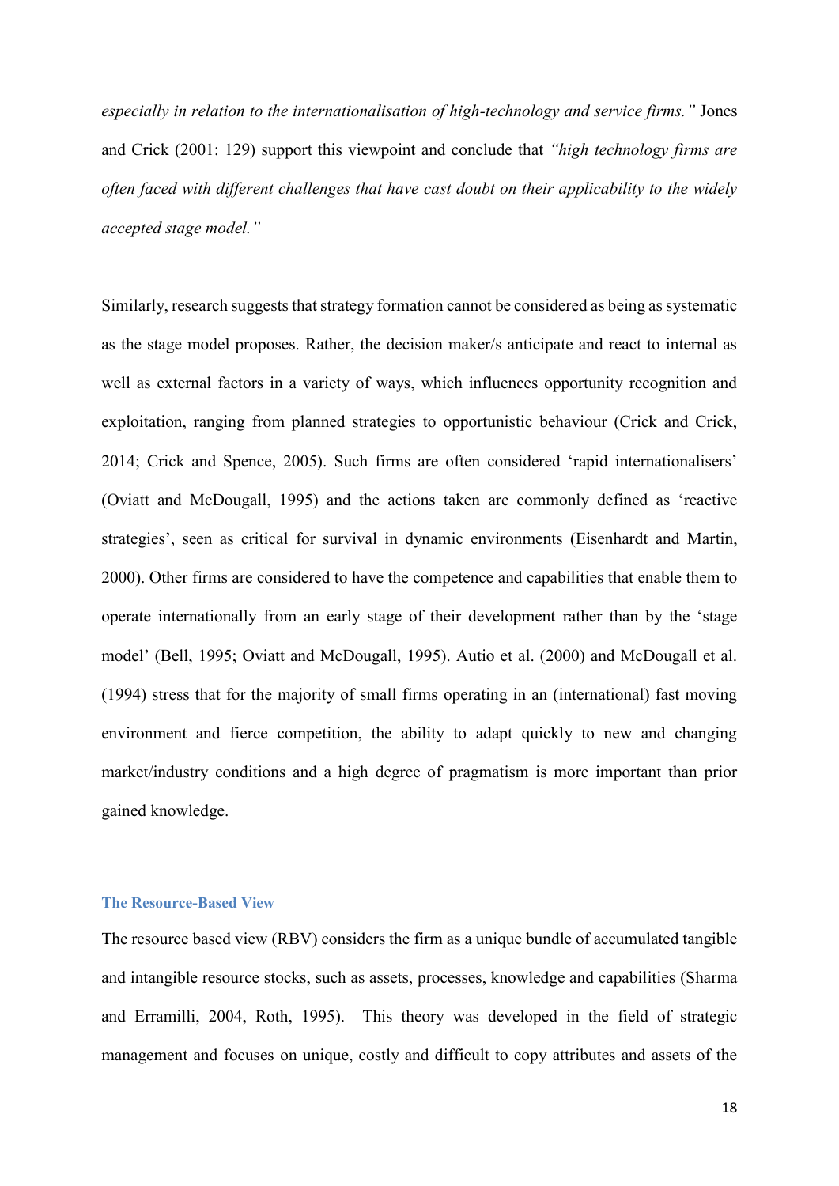*especially in relation to the internationalisation of high-technology and service firms."* Jones and Crick (2001: 129) support this viewpoint and conclude that *"high technology firms are often faced with different challenges that have cast doubt on their applicability to the widely accepted stage model."*

Similarly, research suggests that strategy formation cannot be considered as being as systematic as the stage model proposes. Rather, the decision maker/s anticipate and react to internal as well as external factors in a variety of ways, which influences opportunity recognition and exploitation, ranging from planned strategies to opportunistic behaviour (Crick and Crick, 2014; Crick and Spence, 2005). Such firms are often considered 'rapid internationalisers' (Oviatt and McDougall, 1995) and the actions taken are commonly defined as 'reactive strategies', seen as critical for survival in dynamic environments (Eisenhardt and Martin, 2000). Other firms are considered to have the competence and capabilities that enable them to operate internationally from an early stage of their development rather than by the 'stage model' (Bell, 1995; Oviatt and McDougall, 1995). Autio et al. (2000) and McDougall et al. (1994) stress that for the majority of small firms operating in an (international) fast moving environment and fierce competition, the ability to adapt quickly to new and changing market/industry conditions and a high degree of pragmatism is more important than prior gained knowledge.

## The Resource-Based View

The resource based view (RBV) considers the firm as a unique bundle of accumulated tangible and intangible resource stocks, such as assets, processes, knowledge and capabilities (Sharma and Erramilli, 2004, Roth, 1995). This theory was developed in the field of strategic management and focuses on unique, costly and difficult to copy attributes and assets of the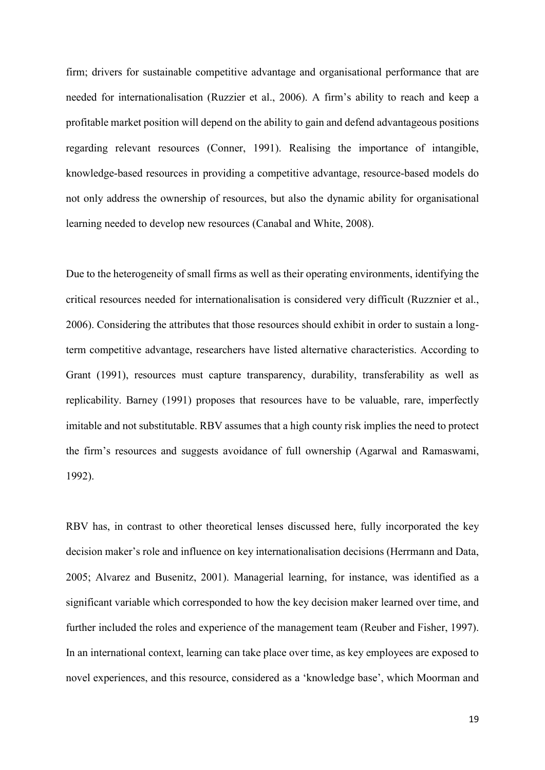firm; drivers for sustainable competitive advantage and organisational performance that are needed for internationalisation (Ruzzier et al., 2006). A firm's ability to reach and keep a profitable market position will depend on the ability to gain and defend advantageous positions regarding relevant resources (Conner, 1991). Realising the importance of intangible, knowledge-based resources in providing a competitive advantage, resource-based models do not only address the ownership of resources, but also the dynamic ability for organisational learning needed to develop new resources (Canabal and White, 2008).

Due to the heterogeneity of small firms as well as their operating environments, identifying the critical resources needed for internationalisation is considered very difficult (Ruzznier et al., 2006). Considering the attributes that those resources should exhibit in order to sustain a long-term competitive advantage, researchers have listed alternative characteristics. According to Grant (1991), resources must capture transparency, durability, transferability as well as replicability. Barney (1991) proposes that resources have to be valuable, rare, imperfectly imitable and not substitutable. RBV assumes that a high county risk implies the need to protect the firm's resources and suggests avoidance of full ownership (Agarwal and Ramaswami, 1992).

RBV has, in contrast to other theoretical lenses discussed here, fully incorporated the key decision maker's role and influence on key internationalisation decisions (Herrmann and Data, 2005; Alvarez and Busenitz, 2001). Managerial learning, for instance, was identified as a significant variable which corresponded to how the key decision maker learned over time, and further included the roles and experience of the management team (Reuber and Fisher, 1997). In an international context, learning can take place over time, as key employees are exposed to novel experiences, and this resource, considered as a 'knowledge base', which Moorman and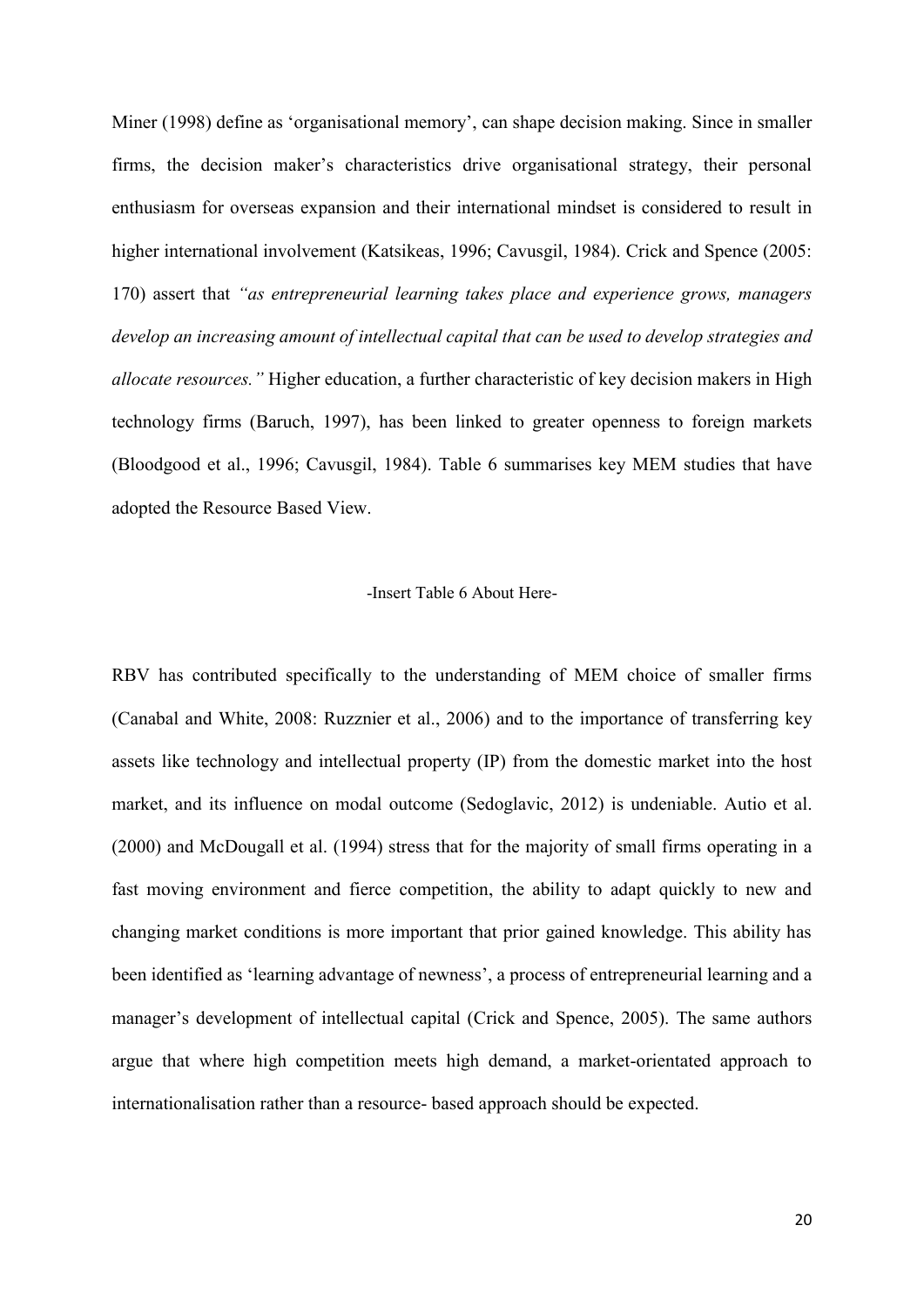Miner (1998) define as 'organisational memory', can shape decision making. Since in smaller firms, the decision maker's characteristics drive organisational strategy, their personal enthusiasm for overseas expansion and their international mindset is considered to result in higher international involvement (Katsikeas, 1996; Cavusgil, 1984). Crick and Spence (2005: 170) assert that *"as entrepreneurial learning takes place and experience grows, managers develop an increasing amount of intellectual capital that can be used to develop strategies and allocate resources."* Higher education, a further characteristic of key decision makers in High technology firms (Baruch, 1997), has been linked to greater openness to foreign markets (Bloodgood et al., 1996; Cavusgil, 1984). Table 6 summarises key MEM studies that have adopted the Resource Based View.

-Insert Table 6 About Here-

RBV has contributed specifically to the understanding of MEM choice of smaller firms (Canabal and White, 2008: Ruzznier et al., 2006) and to the importance of transferring key assets like technology and intellectual property (IP) from the domestic market into the host market, and its influence on modal outcome (Sedoglavic, 2012) is undeniable. Autio et al. (2000) and McDougall et al. (1994) stress that for the majority of small firms operating in a fast moving environment and fierce competition, the ability to adapt quickly to new and changing market conditions is more important that prior gained knowledge. This ability has been identified as 'learning advantage of newness', a process of entrepreneurial learning and a manager's development of intellectual capital (Crick and Spence, 2005). The same authors argue that where high competition meets high demand, a market-orientated approach to internationalisation rather than a resource- based approach should be expected.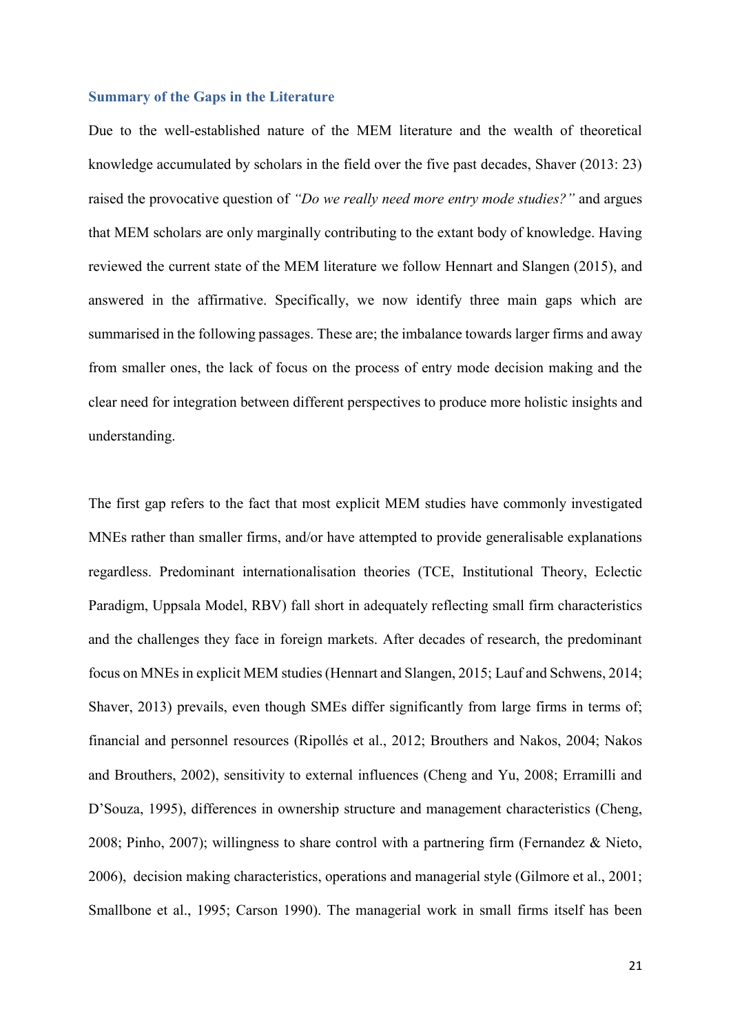### Summary of the Gaps in the Literature

Due to the well-established nature of the MEM literature and the wealth of theoretical knowledge accumulated by scholars in the field over the five past decades, Shaver (2013: 23) raised the provocative question of *"Do we really need more entry mode studies?"* and argues that MEM scholars are only marginally contributing to the extant body of knowledge. Having reviewed the current state of the MEM literature we follow Hennart and Slangen (2015), and answered in the affirmative. Specifically, we now identify three main gaps which are summarised in the following passages. These are; the imbalance towards larger firms and away from smaller ones, the lack of focus on the process of entry mode decision making and the clear need for integration between different perspectives to produce more holistic insights and understanding.

The first gap refers to the fact that most explicit MEM studies have commonly investigated MNEs rather than smaller firms, and/or have attempted to provide generalisable explanations regardless. Predominant internationalisation theories (TCE, Institutional Theory, Eclectic Paradigm, Uppsala Model, RBV) fall short in adequately reflecting small firm characteristics and the challenges they face in foreign markets. After decades of research, the predominant focus on MNEs in explicit MEM studies (Hennart and Slangen, 2015; Lauf and Schwens, 2014; Shaver, 2013) prevails, even though SMEs differ significantly from large firms in terms of; financial and personnel resources (Ripollés et al., 2012; Brouthers and Nakos, 2004; Nakos and Brouthers, 2002), sensitivity to external influences (Cheng and Yu, 2008; Erramilli and D'Souza, 1995), differences in ownership structure and management characteristics (Cheng, 2008; Pinho, 2007); willingness to share control with a partnering firm (Fernandez & Nieto, 2006), decision making characteristics, operations and managerial style (Gilmore et al., 2001; Smallbone et al., 1995; Carson 1990). The managerial work in small firms itself has been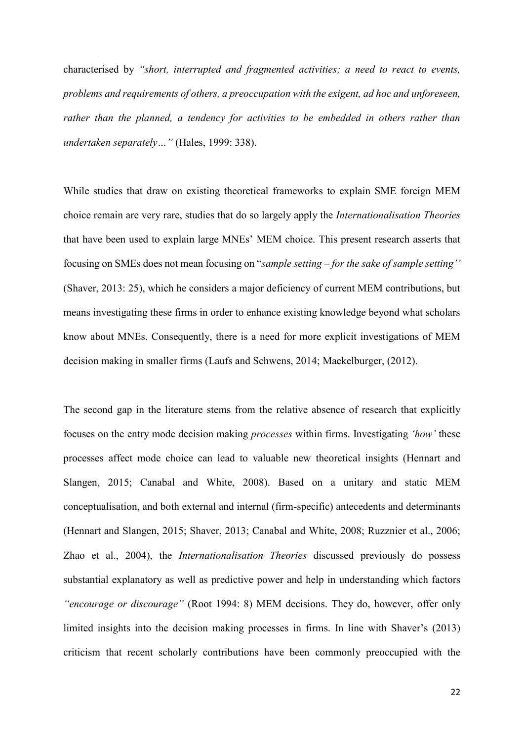characterised by *"short, interrupted and fragmented activities; a need to react to events, problems and requirements of others, a preoccupation with the exigent, ad hoc and unforeseen, rather than the planned, a tendency for activities to be embedded in others rather than undertaken separately…"* (Hales, 1999: 338).

While studies that draw on existing theoretical frameworks to explain SME foreign MEM choice remain are very rare, studies that do so largely apply the *Internationalisation Theories* that have been used to explain large MNEs' MEM choice. This present research asserts that focusing on SMEs does not mean focusing on "*sample setting – for the sake of sample setting''* (Shaver, 2013: 25), which he considers a major deficiency of current MEM contributions, but means investigating these firms in order to enhance existing knowledge beyond what scholars know about MNEs. Consequently, there is a need for more explicit investigations of MEM decision making in smaller firms (Laufs and Schwens, 2014; Maekelburger, (2012).

The second gap in the literature stems from the relative absence of research that explicitly focuses on the entry mode decision making *processes* within firms. Investigating *'how'* these processes affect mode choice can lead to valuable new theoretical insights (Hennart and Slangen, 2015; Canabal and White, 2008). Based on a unitary and static MEM conceptualisation, and both external and internal (firm-specific) antecedents and determinants (Hennart and Slangen, 2015; Shaver, 2013; Canabal and White, 2008; Ruzznier et al., 2006; Zhao et al., 2004), the *Internationalisation Theories* discussed previously do possess substantial explanatory as well as predictive power and help in understanding which factors *"encourage or discourage"* (Root 1994: 8) MEM decisions. They do, however, offer only limited insights into the decision making processes in firms. In line with Shaver's (2013) criticism that recent scholarly contributions have been commonly preoccupied with the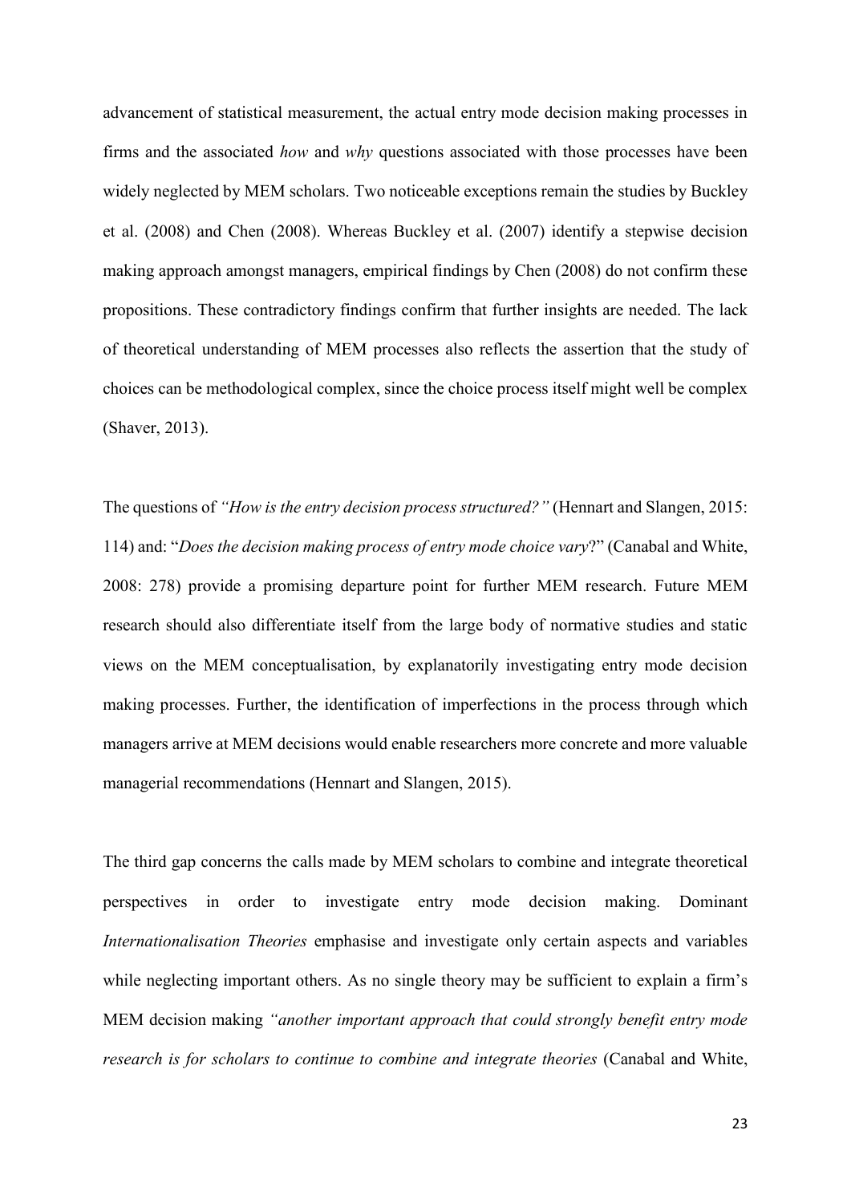advancement of statistical measurement, the actual entry mode decision making processes in firms and the associated *how* and *why* questions associated with those processes have been widely neglected by MEM scholars. Two noticeable exceptions remain the studies by Buckley et al. (2008) and Chen (2008). Whereas Buckley et al. (2007) identify a stepwise decision making approach amongst managers, empirical findings by Chen (2008) do not confirm these propositions. These contradictory findings confirm that further insights are needed. The lack of theoretical understanding of MEM processes also reflects the assertion that the study of choices can be methodological complex, since the choice process itself might well be complex (Shaver, 2013).

The questions of *"How is the entry decision process structured?"* (Hennart and Slangen, 2015: 114) and: "*Does the decision making process of entry mode choice vary*?" (Canabal and White, 2008: 278) provide a promising departure point for further MEM research. Future MEM research should also differentiate itself from the large body of normative studies and static views on the MEM conceptualisation, by explanatorily investigating entry mode decision making processes. Further, the identification of imperfections in the process through which managers arrive at MEM decisions would enable researchers more concrete and more valuable managerial recommendations (Hennart and Slangen, 2015).

The third gap concerns the calls made by MEM scholars to combine and integrate theoretical perspectives in order to investigate entry mode decision making. Dominant *Internationalisation Theories* emphasise and investigate only certain aspects and variables while neglecting important others. As no single theory may be sufficient to explain a firm's MEM decision making *"another important approach that could strongly benefit entry mode research is for scholars to continue to combine and integrate theories* (Canabal and White,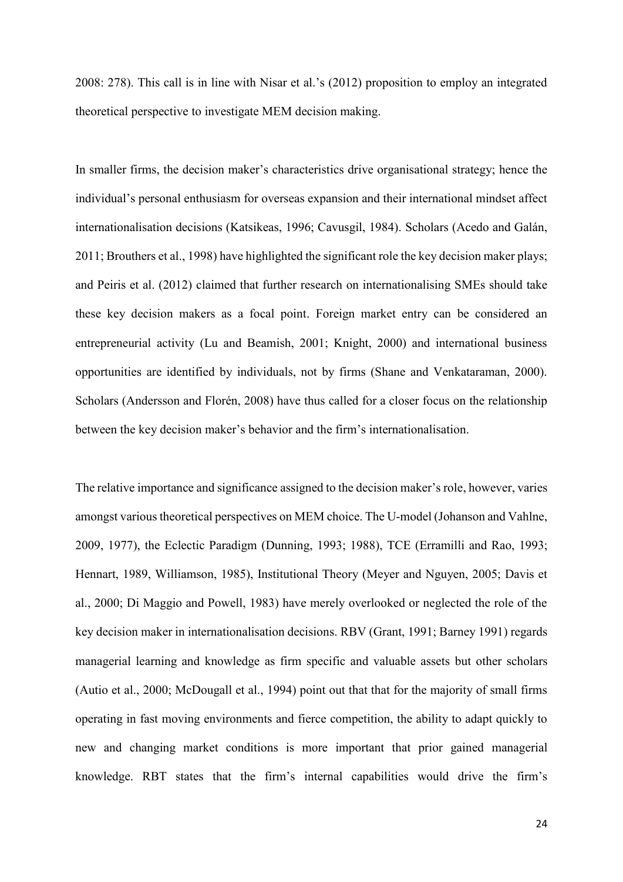2008: 278). This call is in line with Nisar et al.'s (2012) proposition to employ an integrated theoretical perspective to investigate MEM decision making.

In smaller firms, the decision maker's characteristics drive organisational strategy; hence the individual's personal enthusiasm for overseas expansion and their international mindset affect internationalisation decisions (Katsikeas, 1996; Cavusgil, 1984). Scholars (Acedo and Galán, 2011; Brouthers et al., 1998) have highlighted the significant role the key decision maker plays; and Peiris et al. (2012) claimed that further research on internationalising SMEs should take these key decision makers as a focal point. Foreign market entry can be considered an entrepreneurial activity (Lu and Beamish, 2001; Knight, 2000) and international business opportunities are identified by individuals, not by firms (Shane and Venkataraman, 2000). Scholars (Andersson and Florén, 2008) have thus called for a closer focus on the relationship between the key decision maker's behavior and the firm's internationalisation.

The relative importance and significance assigned to the decision maker's role, however, varies amongst various theoretical perspectives on MEM choice. The U-model (Johanson and Vahlne, 2009, 1977), the Eclectic Paradigm (Dunning, 1993; 1988), TCE (Erramilli and Rao, 1993; Hennart, 1989, Williamson, 1985), Institutional Theory (Meyer and Nguyen, 2005; Davis et al., 2000; Di Maggio and Powell, 1983) have merely overlooked or neglected the role of the key decision maker in internationalisation decisions. RBV (Grant, 1991; Barney 1991) regards managerial learning and knowledge as firm specific and valuable assets but other scholars (Autio et al., 2000; McDougall et al., 1994) point out that that for the majority of small firms operating in fast moving environments and fierce competition, the ability to adapt quickly to new and changing market conditions is more important that prior gained managerial knowledge. RBT states that the firm's internal capabilities would drive the firm's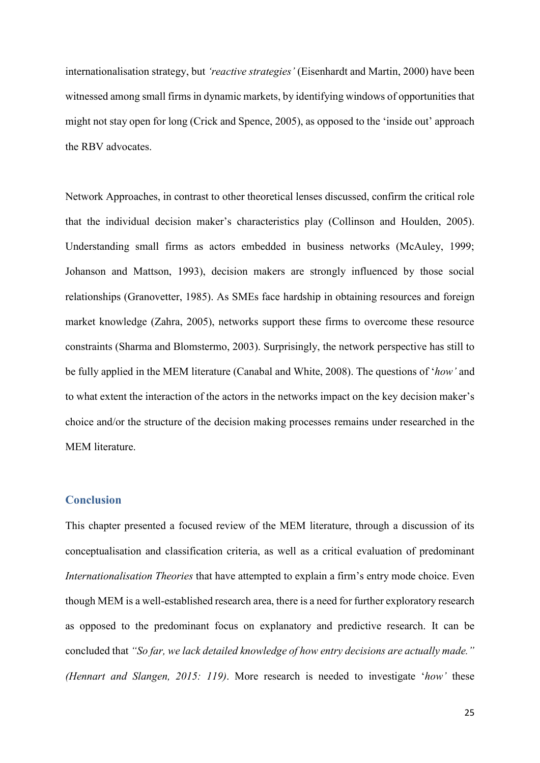internationalisation strategy, but *'reactive strategies'* (Eisenhardt and Martin, 2000) have been witnessed among small firms in dynamic markets, by identifying windows of opportunities that might not stay open for long (Crick and Spence, 2005), as opposed to the 'inside out' approach the RBV advocates.

Network Approaches, in contrast to other theoretical lenses discussed, confirm the critical role that the individual decision maker's characteristics play (Collinson and Houlden, 2005). Understanding small firms as actors embedded in business networks (McAuley, 1999; Johanson and Mattson, 1993), decision makers are strongly influenced by those social relationships (Granovetter, 1985). As SMEs face hardship in obtaining resources and foreign market knowledge (Zahra, 2005), networks support these firms to overcome these resource constraints (Sharma and Blomstermo, 2003). Surprisingly, the network perspective has still to be fully applied in the MEM literature (Canabal and White, 2008). The questions of '*how'* and to what extent the interaction of the actors in the networks impact on the key decision maker's choice and/or the structure of the decision making processes remains under researched in the MEM literature.

## Conclusion

This chapter presented a focused review of the MEM literature, through a discussion of its conceptualisation and classification criteria, as well as a critical evaluation of predominant *Internationalisation Theories* that have attempted to explain a firm's entry mode choice. Even though MEM is a well-established research area, there is a need for further exploratory research as opposed to the predominant focus on explanatory and predictive research. It can be concluded that *"So far, we lack detailed knowledge of how entry decisions are actually made." (Hennart and Slangen, 2015: 119)*. More research is needed to investigate '*how'* these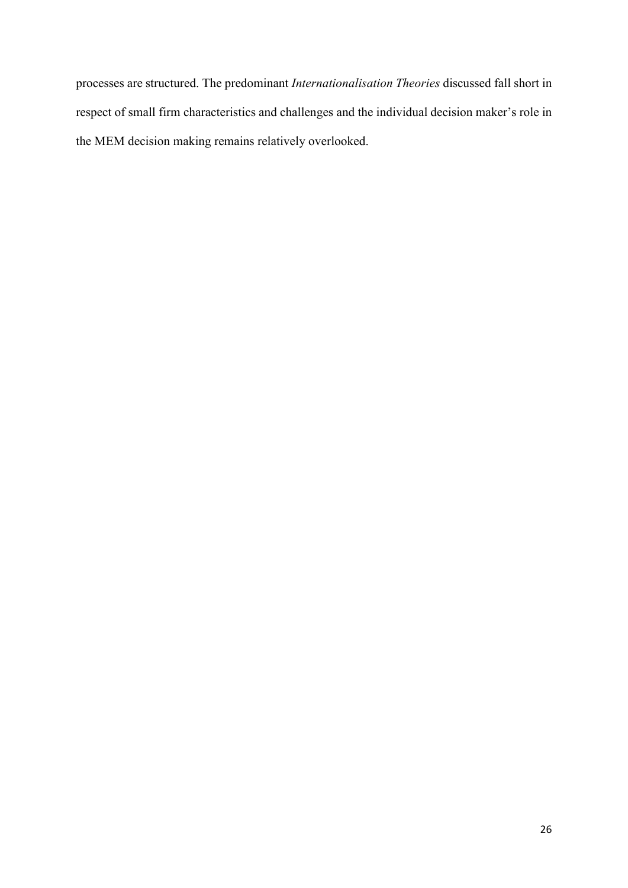processes are structured. The predominant *Internationalisation Theories* discussed fall short in respect of small firm characteristics and challenges and the individual decision maker's role in the MEM decision making remains relatively overlooked.